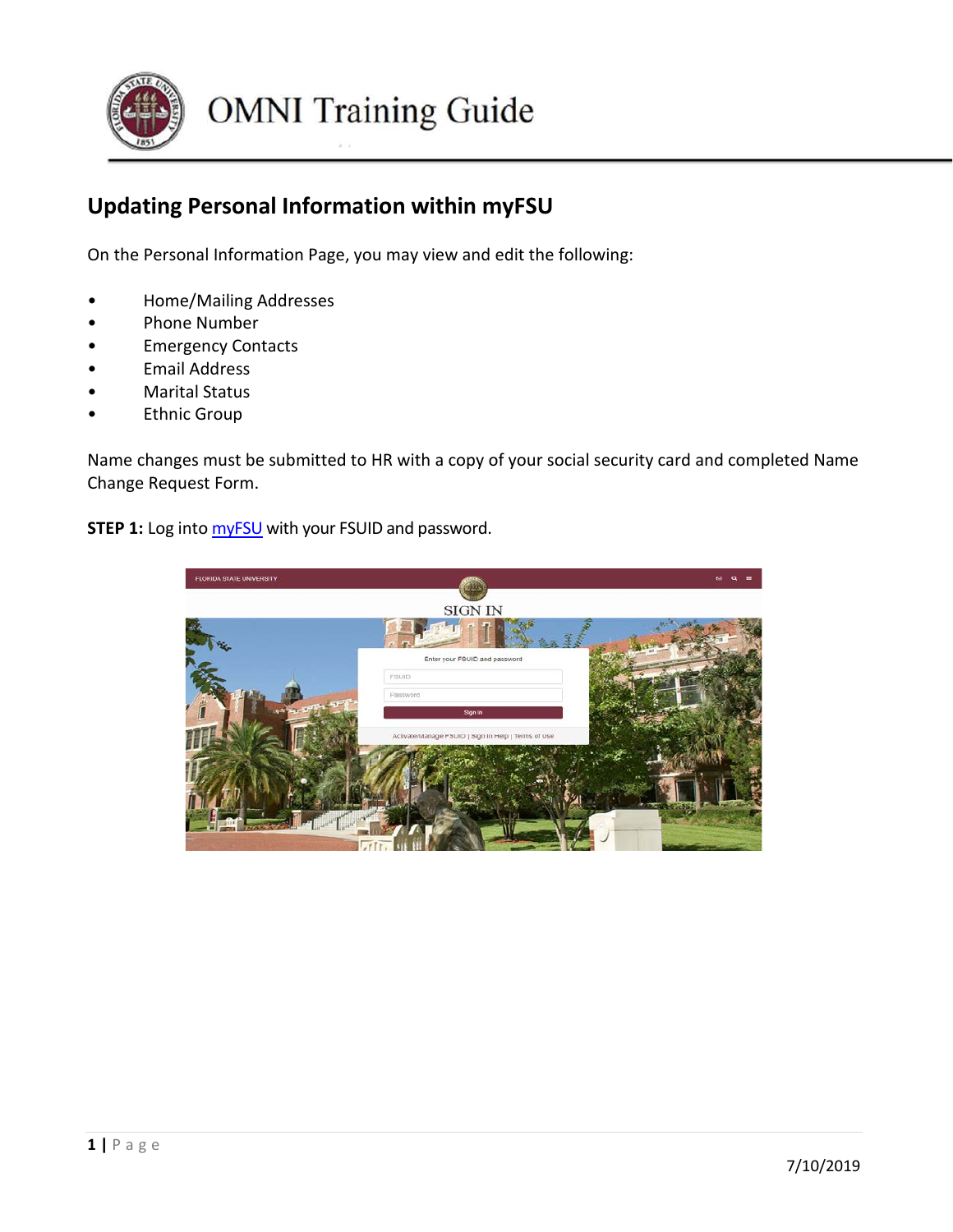# OMNI Training Guide

## Updating Personal Information within myFSU

On the Personal Information Page, you may view and edit the following:

- Home/Mailing Addresses
- Phone Number
- Emergency Contacts
- Email Address
- Marital Status
- Ethnic Group

Name changes must be submitted to HR with a copy of your social security card and completed Name Change Request Form.

**STEP 1:** Log into myFSU with your FSUID and password.

7/10/2019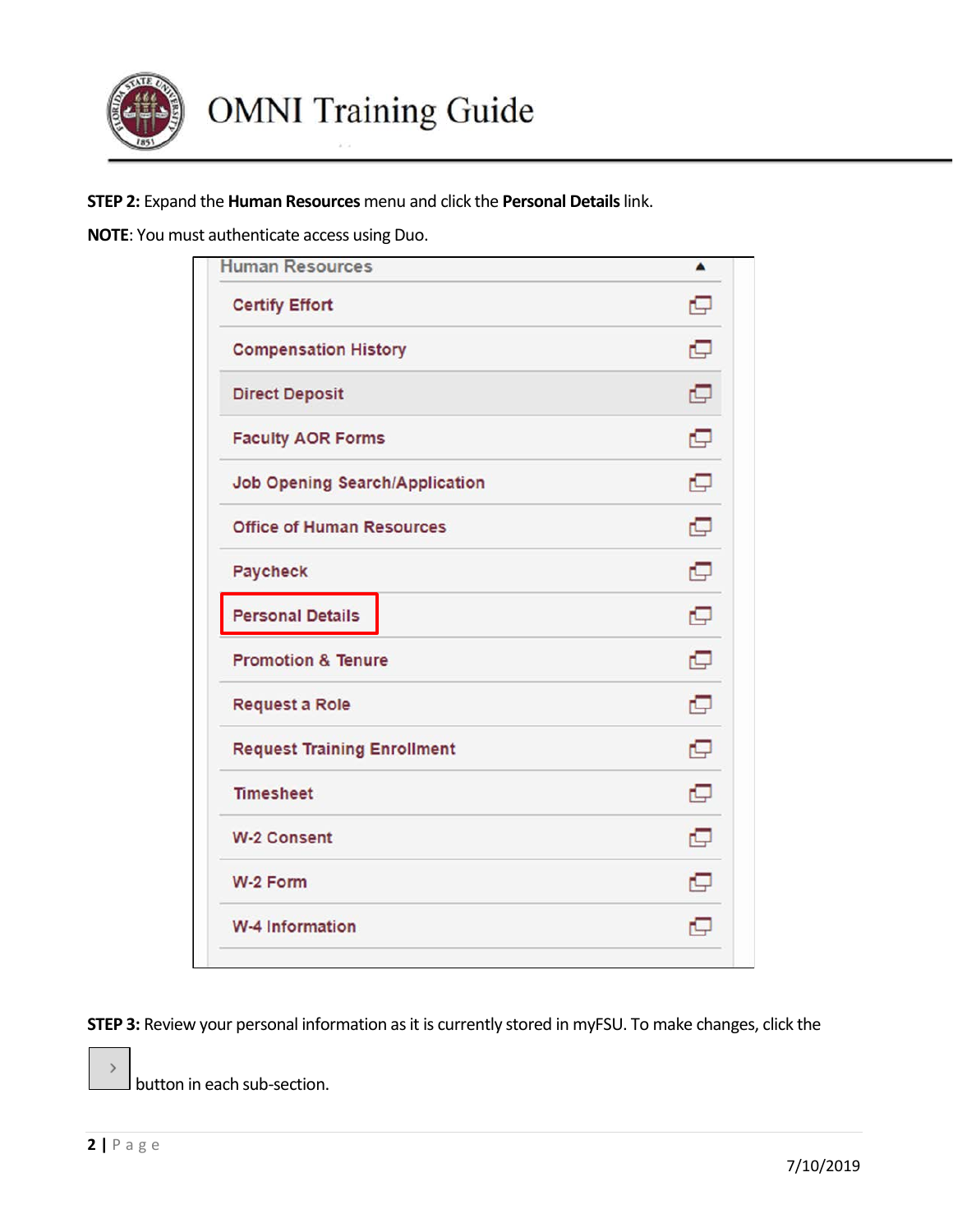**STEP 2:** Expand the **Human Resources** menu and click the **Personal Details** link.

**NOTE**: You must authenticate access using Duo.

Human Resources

- Certify Effort
- Compensation History
- Direct Deposit
- Faculty AOR Forms
- Job Opening Search/Application
- Office of Human Resources
- Paycheck
- Personal Details
- Promotion & Tenure
- Request a Role
- Request Training Enrollment
- Timesheet
- W-2 Consent
- W-2 Form
- W-4 Information

**STEP 3:** Review your personal information as it is currently stored in myFSU. To make changes, click the › button in each sub-section.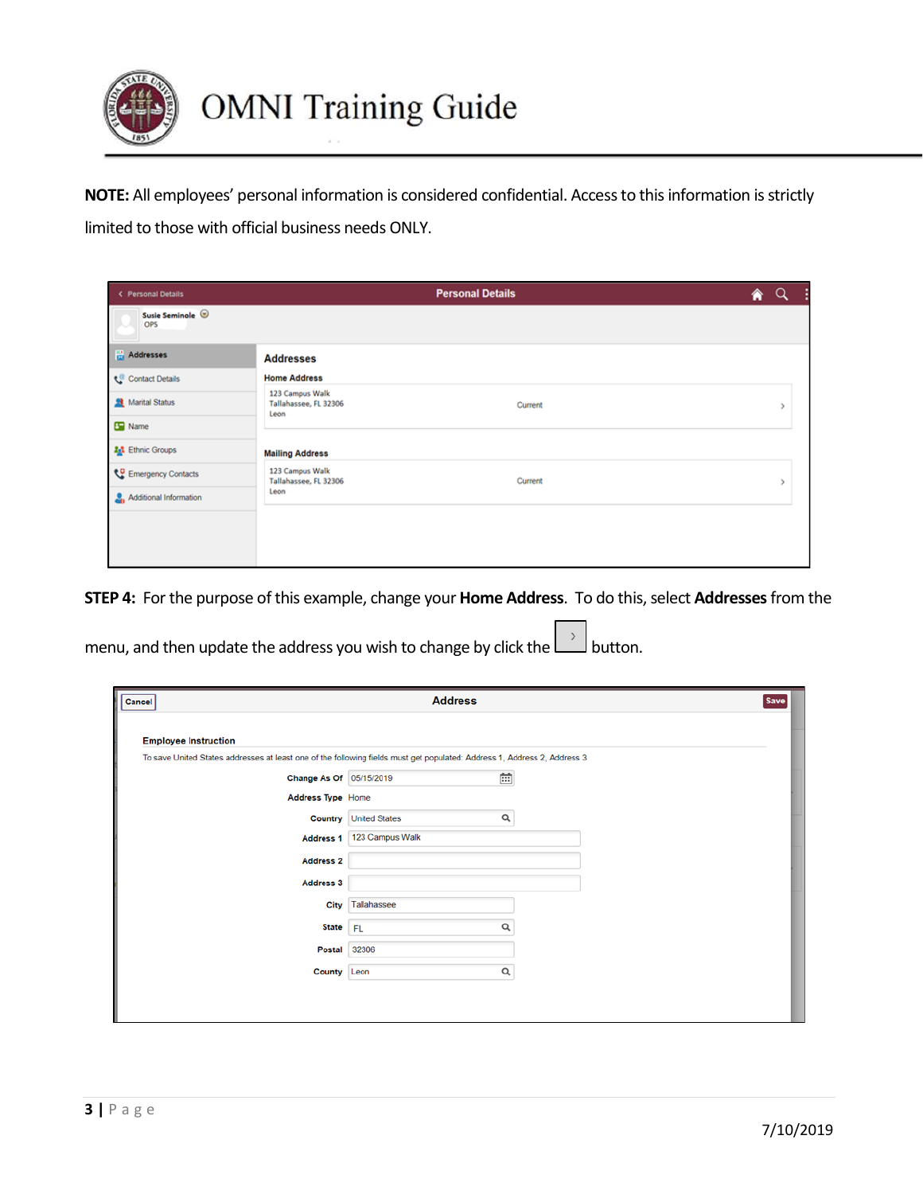**NOTE:** All employees' personal information is considered confidential. Access to this information is strictly limited to those with official business needs ONLY.

**STEP 4:** For the purpose of this example, change your **Home Address**. To do this, select **Addresses** from the menu, and then update the address you wish to change by click the › button.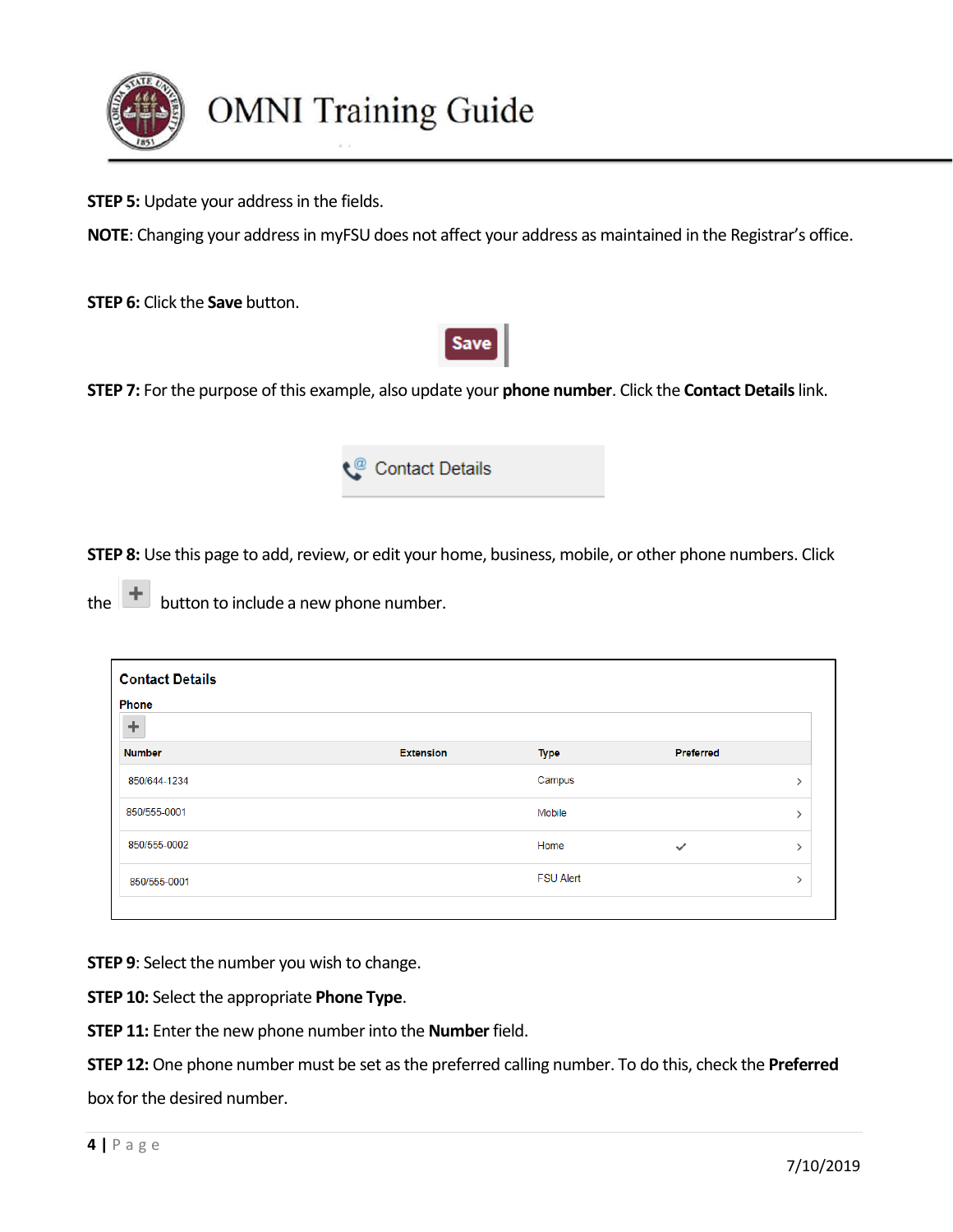**STEP 5:** Update your address in the fields.

**NOTE**: Changing your address in myFSU does not affect your address as maintained in the Registrar's office.

**STEP 6:** Click the **Save** button.

Save

**STEP 7:** For the purpose of this example, also update your **phone number**. Click the **Contact Details** link.

Contact Details

**STEP 8:** Use this page to add, review, or edit your home, business, mobile, or other phone numbers. Click the + button to include a new phone number.

**Contact Details**

**Phone**

+

| Number | Extension | Type | Preferred | |
|---|---|---|---|---|
| 850/644-1234 | | Campus | | > |
| 850/555-0001 | | Mobile | | > |
| 850/555-0002 | | Home | ✓ | > |
| 850/555-0001 | | FSU Alert | | > |

**STEP 9**: Select the number you wish to change.

**STEP 10:** Select the appropriate **Phone Type**.

**STEP 11:** Enter the new phone number into the **Number** field.

**STEP 12:** One phone number must be set as the preferred calling number. To do this, check the **Preferred** box for the desired number.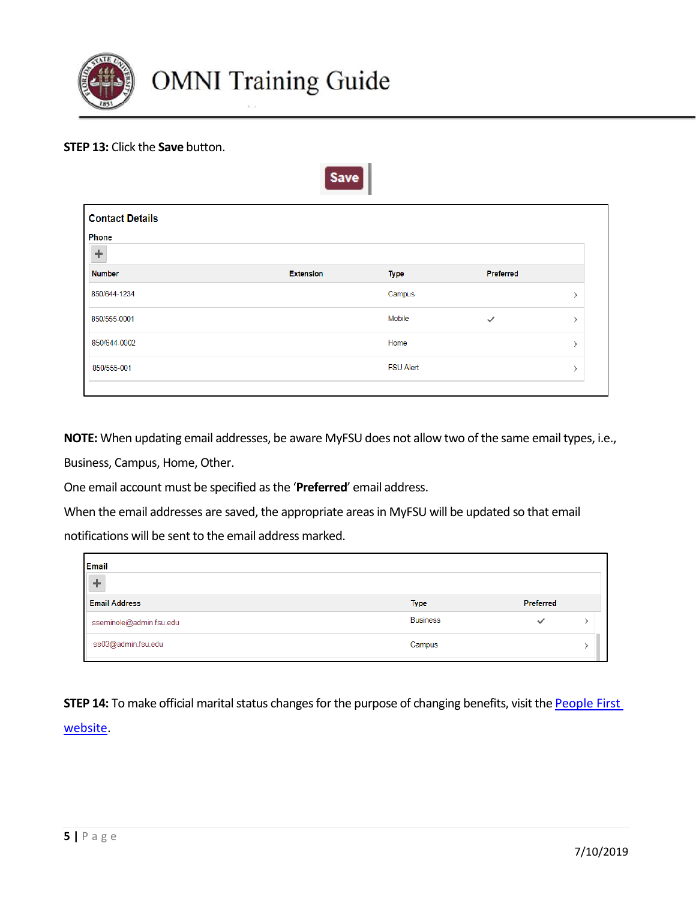**STEP 13:** Click the **Save** button.

Save

**Contact Details**

**Phone**

| Number | Extension | Type | Preferred |
| --- | --- | --- | --- |
| 850/644-1234 | | Campus | |
| 850/555-0001 | | Mobile | ✓ |
| 850/644-0002 | | Home | |
| 850/555-001 | | FSU Alert | |

**NOTE:** When updating email addresses, be aware MyFSU does not allow two of the same email types, i.e., Business, Campus, Home, Other.

One email account must be specified as the '**Preferred**' email address.

When the email addresses are saved, the appropriate areas in MyFSU will be updated so that email notifications will be sent to the email address marked.

**Email**

| Email Address | Type | Preferred |
| --- | --- | --- |
| sseminole@admin.fsu.edu | Business | ✓ |
| ss03@admin.fsu.edu | Campus | |

**STEP 14:** To make official marital status changes for the purpose of changing benefits, visit the [People First website](People First website).

7/10/2019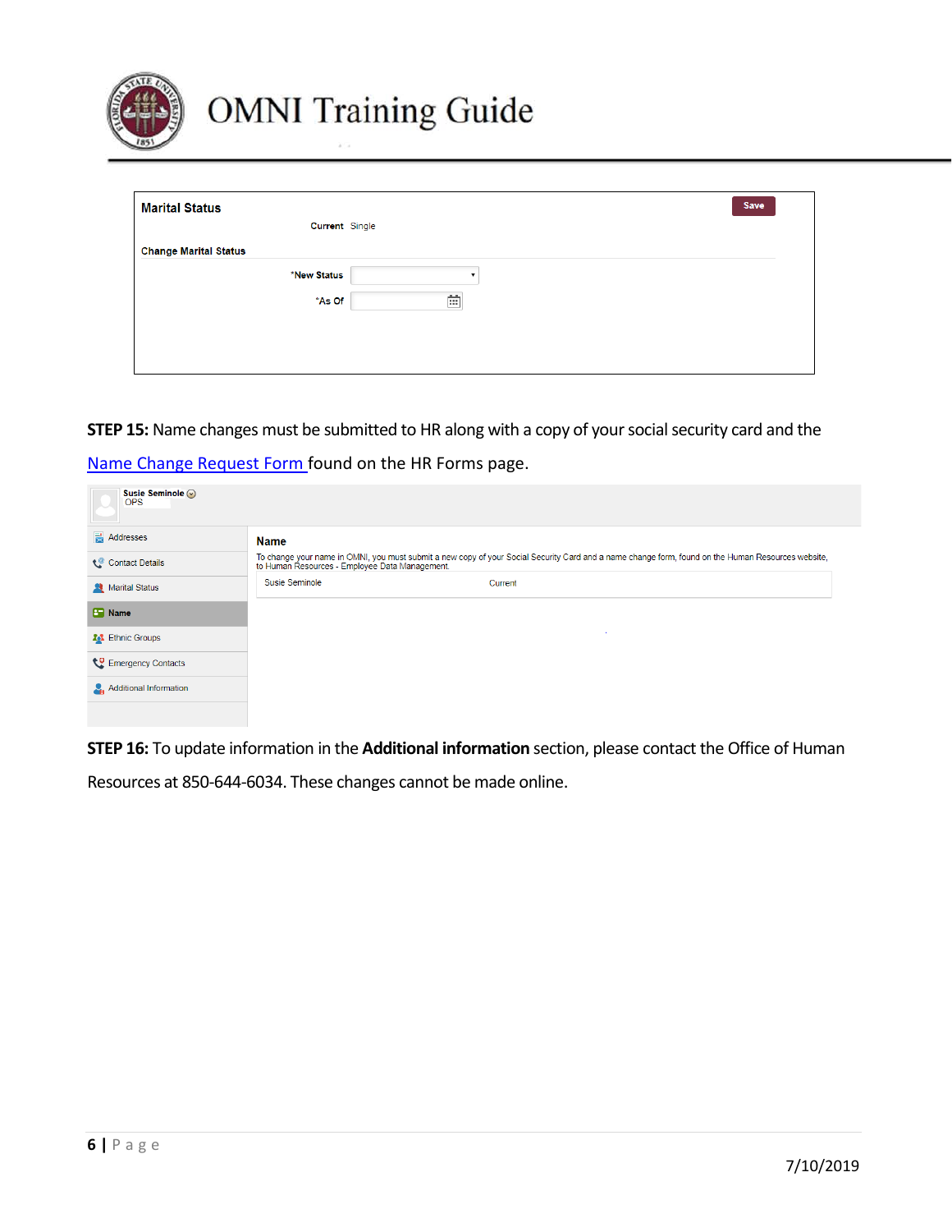**STEP 15:** Name changes must be submitted to HR along with a copy of your social security card and the [Name Change Request Form] found on the HR Forms page.

**STEP 16:** To update information in the **Additional information** section, please contact the Office of Human Resources at 850-644-6034. These changes cannot be made online.

7/10/2019